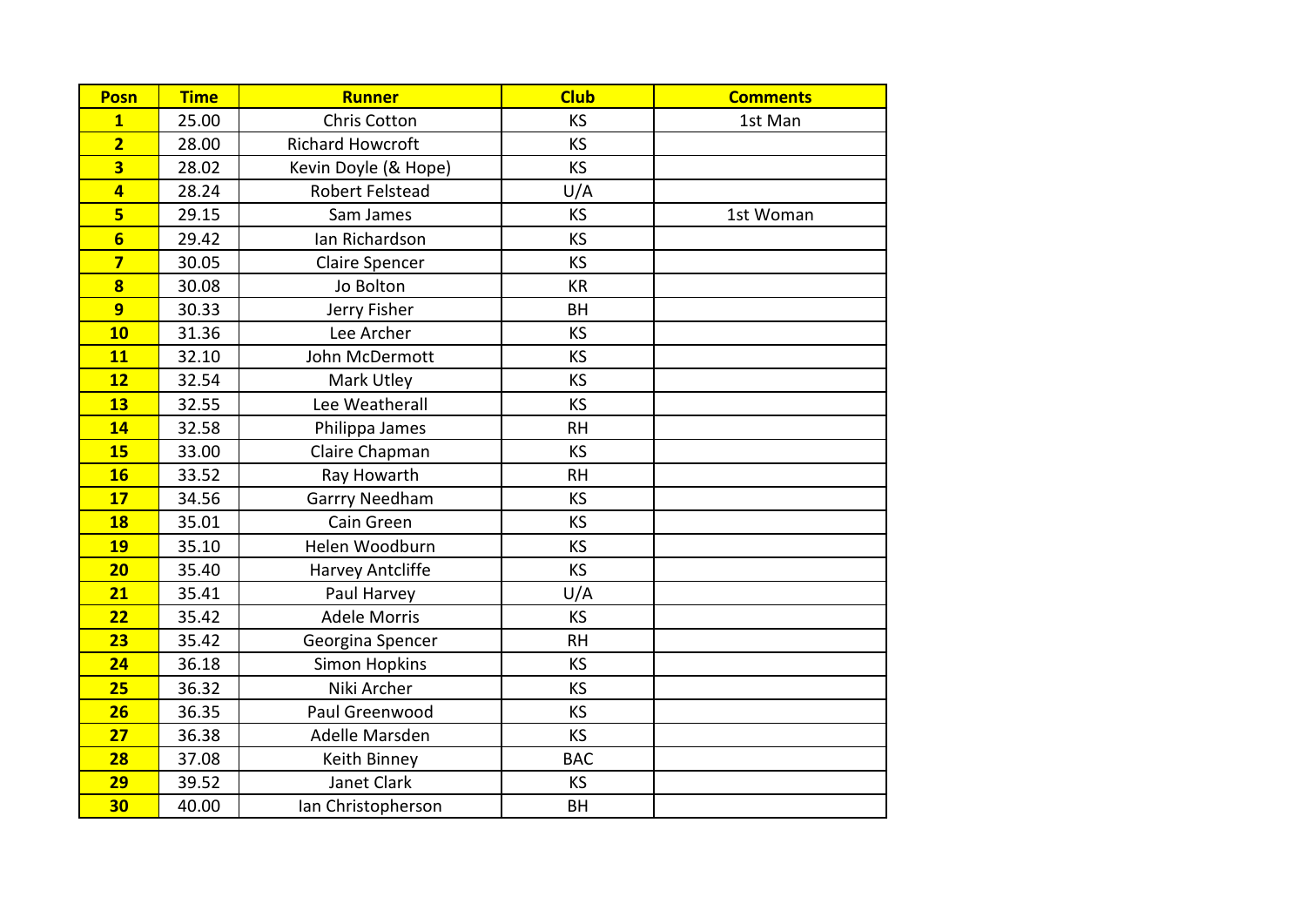| Posn | Time | Runner | Club | Comments |
|---|---|---|---|---|
| 1 | 25.00 | Chris Cotton | KS | 1st Man |
| 2 | 28.00 | Richard Howcroft | KS | |
| 3 | 28.02 | Kevin Doyle (& Hope) | KS | |
| 4 | 28.24 | Robert Felstead | U/A | |
| 5 | 29.15 | Sam James | KS | 1st Woman |
| 6 | 29.42 | Ian Richardson | KS | |
| 7 | 30.05 | Claire Spencer | KS | |
| 8 | 30.08 | Jo Bolton | KR | |
| 9 | 30.33 | Jerry Fisher | BH | |
| 10 | 31.36 | Lee Archer | KS | |
| 11 | 32.10 | John McDermott | KS | |
| 12 | 32.54 | Mark Utley | KS | |
| 13 | 32.55 | Lee Weatherall | KS | |
| 14 | 32.58 | Philippa James | RH | |
| 15 | 33.00 | Claire Chapman | KS | |
| 16 | 33.52 | Ray Howarth | RH | |
| 17 | 34.56 | Garrry Needham | KS | |
| 18 | 35.01 | Cain Green | KS | |
| 19 | 35.10 | Helen Woodburn | KS | |
| 20 | 35.40 | Harvey Antcliffe | KS | |
| 21 | 35.41 | Paul Harvey | U/A | |
| 22 | 35.42 | Adele Morris | KS | |
| 23 | 35.42 | Georgina Spencer | RH | |
| 24 | 36.18 | Simon Hopkins | KS | |
| 25 | 36.32 | Niki Archer | KS | |
| 26 | 36.35 | Paul Greenwood | KS | |
| 27 | 36.38 | Adelle Marsden | KS | |
| 28 | 37.08 | Keith Binney | BAC | |
| 29 | 39.52 | Janet Clark | KS | |
| 30 | 40.00 | Ian Christopherson | BH | |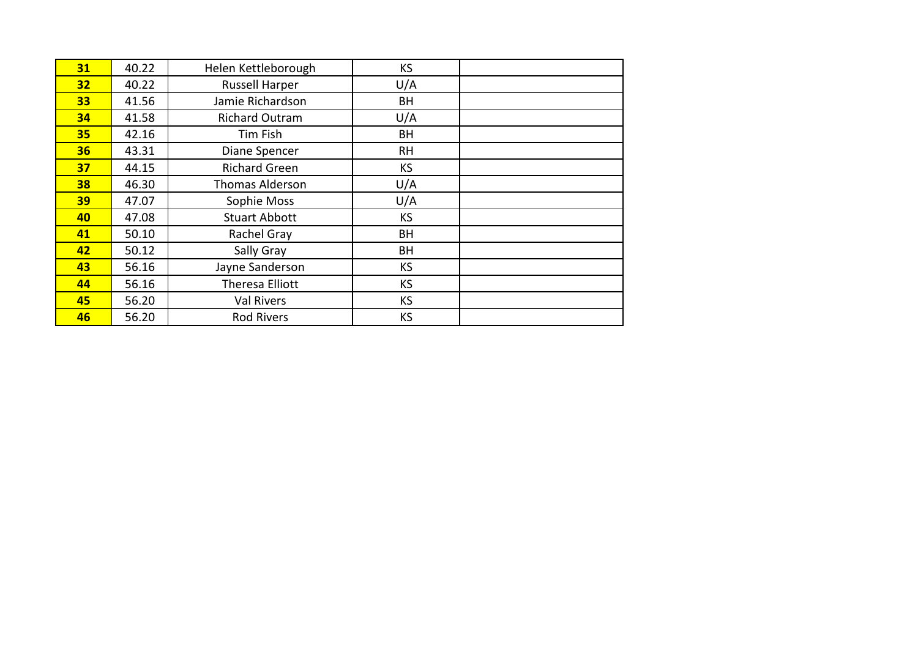| | | | | |
|---|---|---|---|---|
| **31** | 40.22 | Helen Kettleborough | KS | |
| **32** | 40.22 | Russell Harper | U/A | |
| **33** | 41.56 | Jamie Richardson | BH | |
| **34** | 41.58 | Richard Outram | U/A | |
| **35** | 42.16 | Tim Fish | BH | |
| **36** | 43.31 | Diane Spencer | RH | |
| **37** | 44.15 | Richard Green | KS | |
| **38** | 46.30 | Thomas Alderson | U/A | |
| **39** | 47.07 | Sophie Moss | U/A | |
| **40** | 47.08 | Stuart Abbott | KS | |
| **41** | 50.10 | Rachel Gray | BH | |
| **42** | 50.12 | Sally Gray | BH | |
| **43** | 56.16 | Jayne Sanderson | KS | |
| **44** | 56.16 | Theresa Elliott | KS | |
| **45** | 56.20 | Val Rivers | KS | |
| **46** | 56.20 | Rod Rivers | KS | |